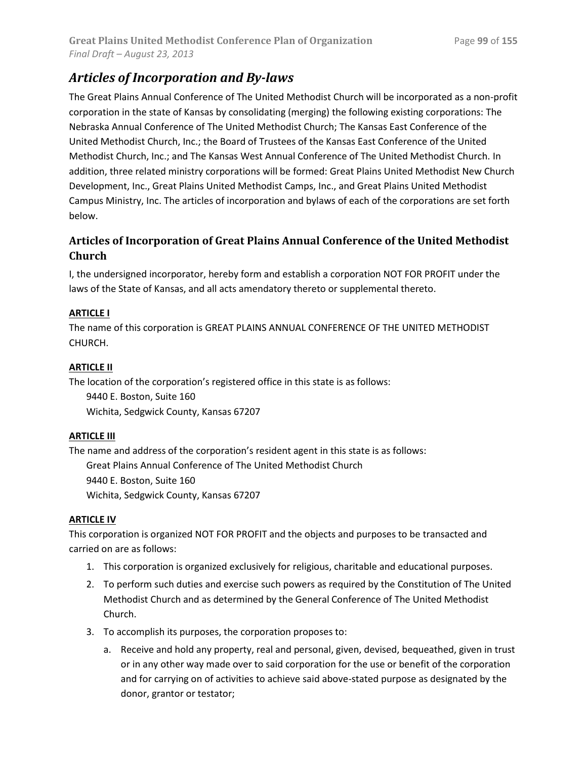# *Articles of Incorporation and By-laws*

The Great Plains Annual Conference of The United Methodist Church will be incorporated as a non-profit corporation in the state of Kansas by consolidating (merging) the following existing corporations: The Nebraska Annual Conference of The United Methodist Church; The Kansas East Conference of the United Methodist Church, Inc.; the Board of Trustees of the Kansas East Conference of the United Methodist Church, Inc.; and The Kansas West Annual Conference of The United Methodist Church. In addition, three related ministry corporations will be formed: Great Plains United Methodist New Church Development, Inc., Great Plains United Methodist Camps, Inc., and Great Plains United Methodist Campus Ministry, Inc. The articles of incorporation and bylaws of each of the corporations are set forth below.

## Articles of Incorporation of Great Plains Annual Conference of the United Methodist Church

I, the undersigned incorporator, hereby form and establish a corporation NOT FOR PROFIT under the laws of the State of Kansas, and all acts amendatory thereto or supplemental thereto.

**ARTICLE I**

The name of this corporation is GREAT PLAINS ANNUAL CONFERENCE OF THE UNITED METHODIST CHURCH.

**ARTICLE II**

The location of the corporation's registered office in this state is as follows:

9440 E. Boston, Suite 160
Wichita, Sedgwick County, Kansas 67207

**ARTICLE III**

The name and address of the corporation's resident agent in this state is as follows:

Great Plains Annual Conference of The United Methodist Church
9440 E. Boston, Suite 160
Wichita, Sedgwick County, Kansas 67207

**ARTICLE IV**

This corporation is organized NOT FOR PROFIT and the objects and purposes to be transacted and carried on are as follows:

1. This corporation is organized exclusively for religious, charitable and educational purposes.
2. To perform such duties and exercise such powers as required by the Constitution of The United Methodist Church and as determined by the General Conference of The United Methodist Church.
3. To accomplish its purposes, the corporation proposes to:
   a. Receive and hold any property, real and personal, given, devised, bequeathed, given in trust or in any other way made over to said corporation for the use or benefit of the corporation and for carrying on of activities to achieve said above-stated purpose as designated by the donor, grantor or testator;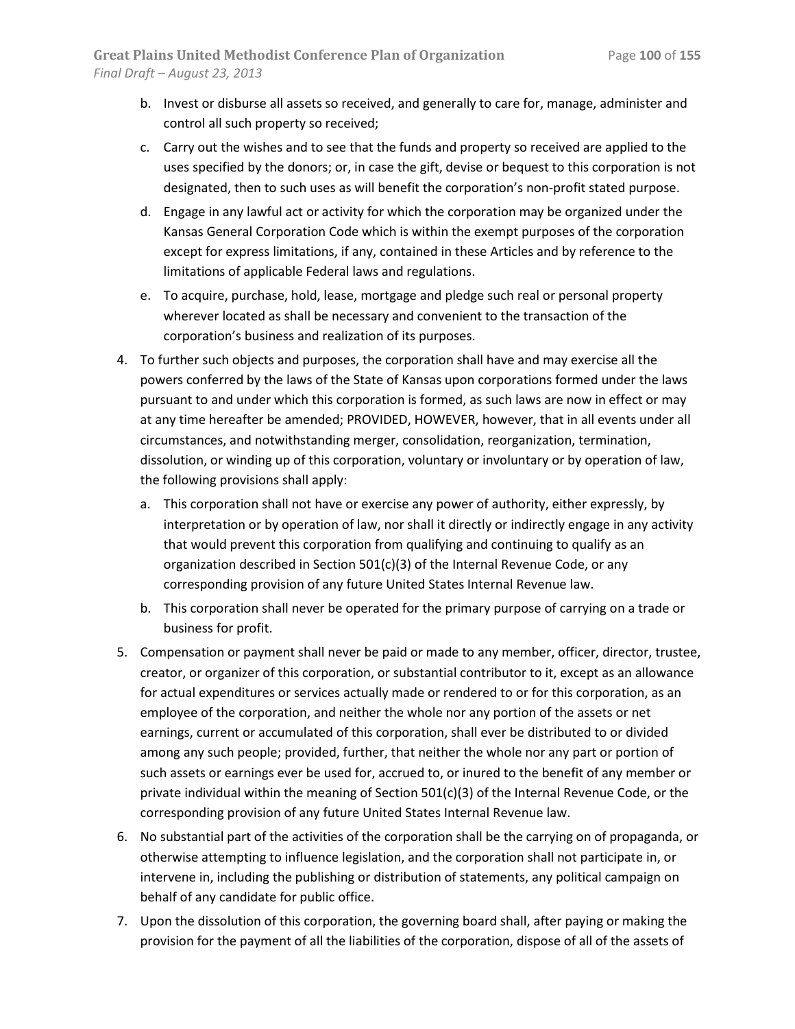b. Invest or disburse all assets so received, and generally to care for, manage, administer and control all such property so received;
   c. Carry out the wishes and to see that the funds and property so received are applied to the uses specified by the donors; or, in case the gift, devise or bequest to this corporation is not designated, then to such uses as will benefit the corporation's non-profit stated purpose.
   d. Engage in any lawful act or activity for which the corporation may be organized under the Kansas General Corporation Code which is within the exempt purposes of the corporation except for express limitations, if any, contained in these Articles and by reference to the limitations of applicable Federal laws and regulations.
   e. To acquire, purchase, hold, lease, mortgage and pledge such real or personal property wherever located as shall be necessary and convenient to the transaction of the corporation's business and realization of its purposes.

4. To further such objects and purposes, the corporation shall have and may exercise all the powers conferred by the laws of the State of Kansas upon corporations formed under the laws pursuant to and under which this corporation is formed, as such laws are now in effect or may at any time hereafter be amended; PROVIDED, HOWEVER, however, that in all events under all circumstances, and notwithstanding merger, consolidation, reorganization, termination, dissolution, or winding up of this corporation, voluntary or involuntary or by operation of law, the following provisions shall apply:
   a. This corporation shall not have or exercise any power of authority, either expressly, by interpretation or by operation of law, nor shall it directly or indirectly engage in any activity that would prevent this corporation from qualifying and continuing to qualify as an organization described in Section 501(c)(3) of the Internal Revenue Code, or any corresponding provision of any future United States Internal Revenue law.
   b. This corporation shall never be operated for the primary purpose of carrying on a trade or business for profit.

5. Compensation or payment shall never be paid or made to any member, officer, director, trustee, creator, or organizer of this corporation, or substantial contributor to it, except as an allowance for actual expenditures or services actually made or rendered to or for this corporation, as an employee of the corporation, and neither the whole nor any portion of the assets or net earnings, current or accumulated of this corporation, shall ever be distributed to or divided among any such people; provided, further, that neither the whole nor any part or portion of such assets or earnings ever be used for, accrued to, or inured to the benefit of any member or private individual within the meaning of Section 501(c)(3) of the Internal Revenue Code, or the corresponding provision of any future United States Internal Revenue law.

6. No substantial part of the activities of the corporation shall be the carrying on of propaganda, or otherwise attempting to influence legislation, and the corporation shall not participate in, or intervene in, including the publishing or distribution of statements, any political campaign on behalf of any candidate for public office.

7. Upon the dissolution of this corporation, the governing board shall, after paying or making the provision for the payment of all the liabilities of the corporation, dispose of all of the assets of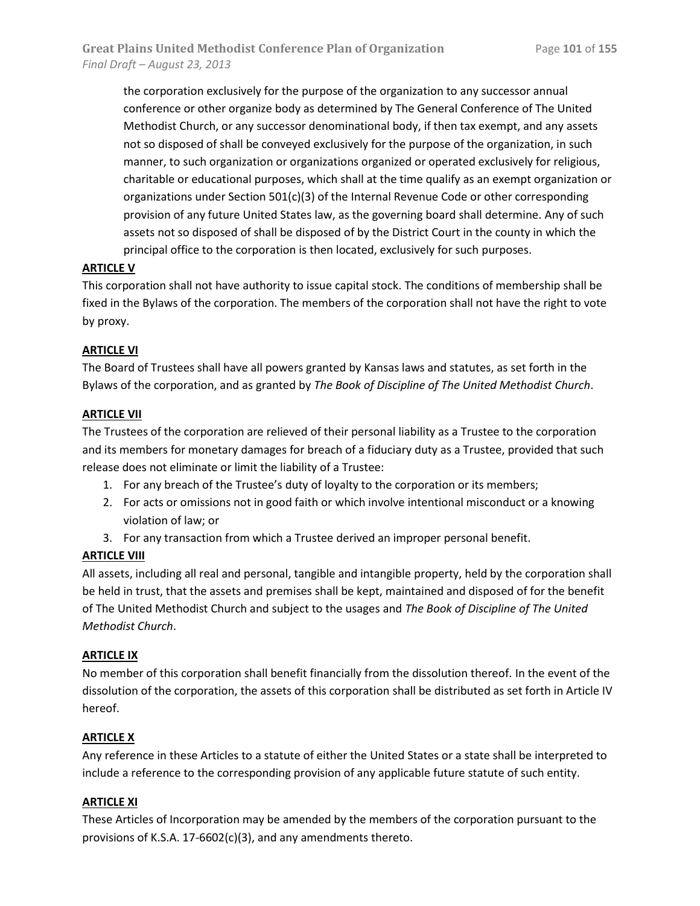the corporation exclusively for the purpose of the organization to any successor annual conference or other organize body as determined by The General Conference of The United Methodist Church, or any successor denominational body, if then tax exempt, and any assets not so disposed of shall be conveyed exclusively for the purpose of the organization, in such manner, to such organization or organizations organized or operated exclusively for religious, charitable or educational purposes, which shall at the time qualify as an exempt organization or organizations under Section 501(c)(3) of the Internal Revenue Code or other corresponding provision of any future United States law, as the governing board shall determine. Any of such assets not so disposed of shall be disposed of by the District Court in the county in which the principal office to the corporation is then located, exclusively for such purposes.

**ARTICLE V**

This corporation shall not have authority to issue capital stock. The conditions of membership shall be fixed in the Bylaws of the corporation. The members of the corporation shall not have the right to vote by proxy.

**ARTICLE VI**

The Board of Trustees shall have all powers granted by Kansas laws and statutes, as set forth in the Bylaws of the corporation, and as granted by *The Book of Discipline of The United Methodist Church*.

**ARTICLE VII**

The Trustees of the corporation are relieved of their personal liability as a Trustee to the corporation and its members for monetary damages for breach of a fiduciary duty as a Trustee, provided that such release does not eliminate or limit the liability of a Trustee:

1. For any breach of the Trustee's duty of loyalty to the corporation or its members;
2. For acts or omissions not in good faith or which involve intentional misconduct or a knowing violation of law; or
3. For any transaction from which a Trustee derived an improper personal benefit.

**ARTICLE VIII**

All assets, including all real and personal, tangible and intangible property, held by the corporation shall be held in trust, that the assets and premises shall be kept, maintained and disposed of for the benefit of The United Methodist Church and subject to the usages and *The Book of Discipline of The United Methodist Church*.

**ARTICLE IX**

No member of this corporation shall benefit financially from the dissolution thereof. In the event of the dissolution of the corporation, the assets of this corporation shall be distributed as set forth in Article IV hereof.

**ARTICLE X**

Any reference in these Articles to a statute of either the United States or a state shall be interpreted to include a reference to the corresponding provision of any applicable future statute of such entity.

**ARTICLE XI**

These Articles of Incorporation may be amended by the members of the corporation pursuant to the provisions of K.S.A. 17-6602(c)(3), and any amendments thereto.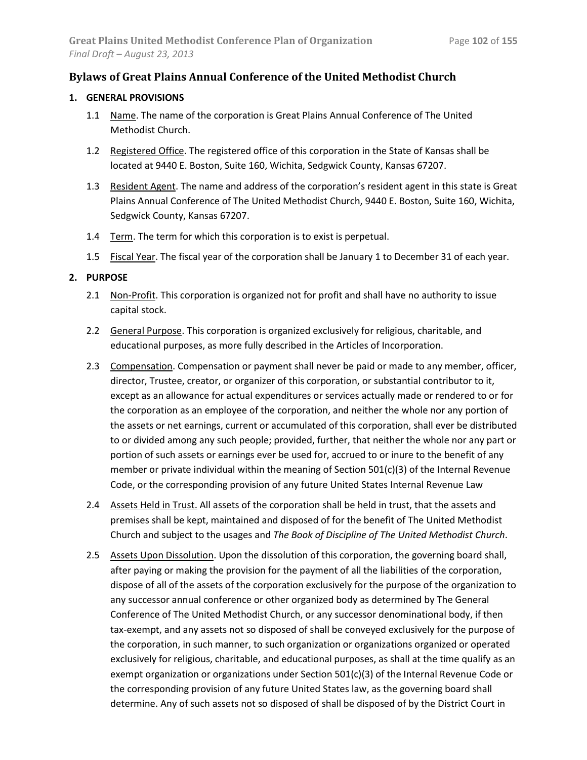## Bylaws of Great Plains Annual Conference of the United Methodist Church

### 1. GENERAL PROVISIONS

1.1 Name. The name of the corporation is Great Plains Annual Conference of The United Methodist Church.

1.2 Registered Office. The registered office of this corporation in the State of Kansas shall be located at 9440 E. Boston, Suite 160, Wichita, Sedgwick County, Kansas 67207.

1.3 Resident Agent. The name and address of the corporation's resident agent in this state is Great Plains Annual Conference of The United Methodist Church, 9440 E. Boston, Suite 160, Wichita, Sedgwick County, Kansas 67207.

1.4 Term. The term for which this corporation is to exist is perpetual.

1.5 Fiscal Year. The fiscal year of the corporation shall be January 1 to December 31 of each year.

### 2. PURPOSE

2.1 Non-Profit. This corporation is organized not for profit and shall have no authority to issue capital stock.

2.2 General Purpose. This corporation is organized exclusively for religious, charitable, and educational purposes, as more fully described in the Articles of Incorporation.

2.3 Compensation. Compensation or payment shall never be paid or made to any member, officer, director, Trustee, creator, or organizer of this corporation, or substantial contributor to it, except as an allowance for actual expenditures or services actually made or rendered to or for the corporation as an employee of the corporation, and neither the whole nor any portion of the assets or net earnings, current or accumulated of this corporation, shall ever be distributed to or divided among any such people; provided, further, that neither the whole nor any part or portion of such assets or earnings ever be used for, accrued to or inure to the benefit of any member or private individual within the meaning of Section 501(c)(3) of the Internal Revenue Code, or the corresponding provision of any future United States Internal Revenue Law

2.4 Assets Held in Trust. All assets of the corporation shall be held in trust, that the assets and premises shall be kept, maintained and disposed of for the benefit of The United Methodist Church and subject to the usages and *The Book of Discipline of The United Methodist Church*.

2.5 Assets Upon Dissolution. Upon the dissolution of this corporation, the governing board shall, after paying or making the provision for the payment of all the liabilities of the corporation, dispose of all of the assets of the corporation exclusively for the purpose of the organization to any successor annual conference or other organized body as determined by The General Conference of The United Methodist Church, or any successor denominational body, if then tax-exempt, and any assets not so disposed of shall be conveyed exclusively for the purpose of the corporation, in such manner, to such organization or organizations organized or operated exclusively for religious, charitable, and educational purposes, as shall at the time qualify as an exempt organization or organizations under Section 501(c)(3) of the Internal Revenue Code or the corresponding provision of any future United States law, as the governing board shall determine. Any of such assets not so disposed of shall be disposed of by the District Court in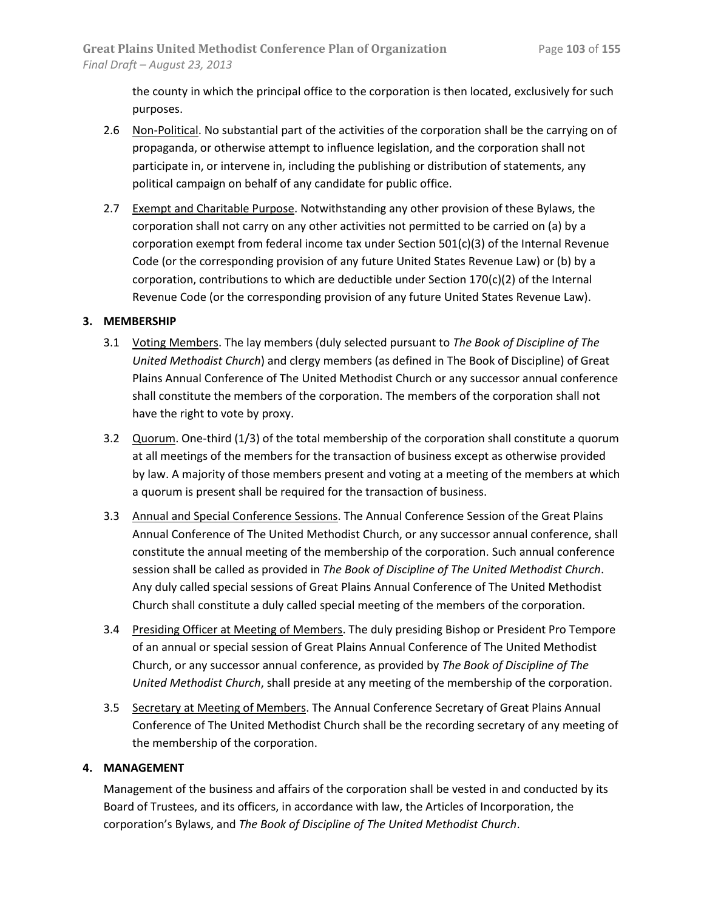the county in which the principal office to the corporation is then located, exclusively for such purposes.

2.6 Non-Political. No substantial part of the activities of the corporation shall be the carrying on of propaganda, or otherwise attempt to influence legislation, and the corporation shall not participate in, or intervene in, including the publishing or distribution of statements, any political campaign on behalf of any candidate for public office.

2.7 Exempt and Charitable Purpose. Notwithstanding any other provision of these Bylaws, the corporation shall not carry on any other activities not permitted to be carried on (a) by a corporation exempt from federal income tax under Section 501(c)(3) of the Internal Revenue Code (or the corresponding provision of any future United States Revenue Law) or (b) by a corporation, contributions to which are deductible under Section 170(c)(2) of the Internal Revenue Code (or the corresponding provision of any future United States Revenue Law).

**3. MEMBERSHIP**

3.1 Voting Members. The lay members (duly selected pursuant to *The Book of Discipline of The United Methodist Church*) and clergy members (as defined in The Book of Discipline) of Great Plains Annual Conference of The United Methodist Church or any successor annual conference shall constitute the members of the corporation. The members of the corporation shall not have the right to vote by proxy.

3.2 Quorum. One-third (1/3) of the total membership of the corporation shall constitute a quorum at all meetings of the members for the transaction of business except as otherwise provided by law. A majority of those members present and voting at a meeting of the members at which a quorum is present shall be required for the transaction of business.

3.3 Annual and Special Conference Sessions. The Annual Conference Session of the Great Plains Annual Conference of The United Methodist Church, or any successor annual conference, shall constitute the annual meeting of the membership of the corporation. Such annual conference session shall be called as provided in *The Book of Discipline of The United Methodist Church*. Any duly called special sessions of Great Plains Annual Conference of The United Methodist Church shall constitute a duly called special meeting of the members of the corporation.

3.4 Presiding Officer at Meeting of Members. The duly presiding Bishop or President Pro Tempore of an annual or special session of Great Plains Annual Conference of The United Methodist Church, or any successor annual conference, as provided by *The Book of Discipline of The United Methodist Church*, shall preside at any meeting of the membership of the corporation.

3.5 Secretary at Meeting of Members. The Annual Conference Secretary of Great Plains Annual Conference of The United Methodist Church shall be the recording secretary of any meeting of the membership of the corporation.

**4. MANAGEMENT**

Management of the business and affairs of the corporation shall be vested in and conducted by its Board of Trustees, and its officers, in accordance with law, the Articles of Incorporation, the corporation's Bylaws, and *The Book of Discipline of The United Methodist Church*.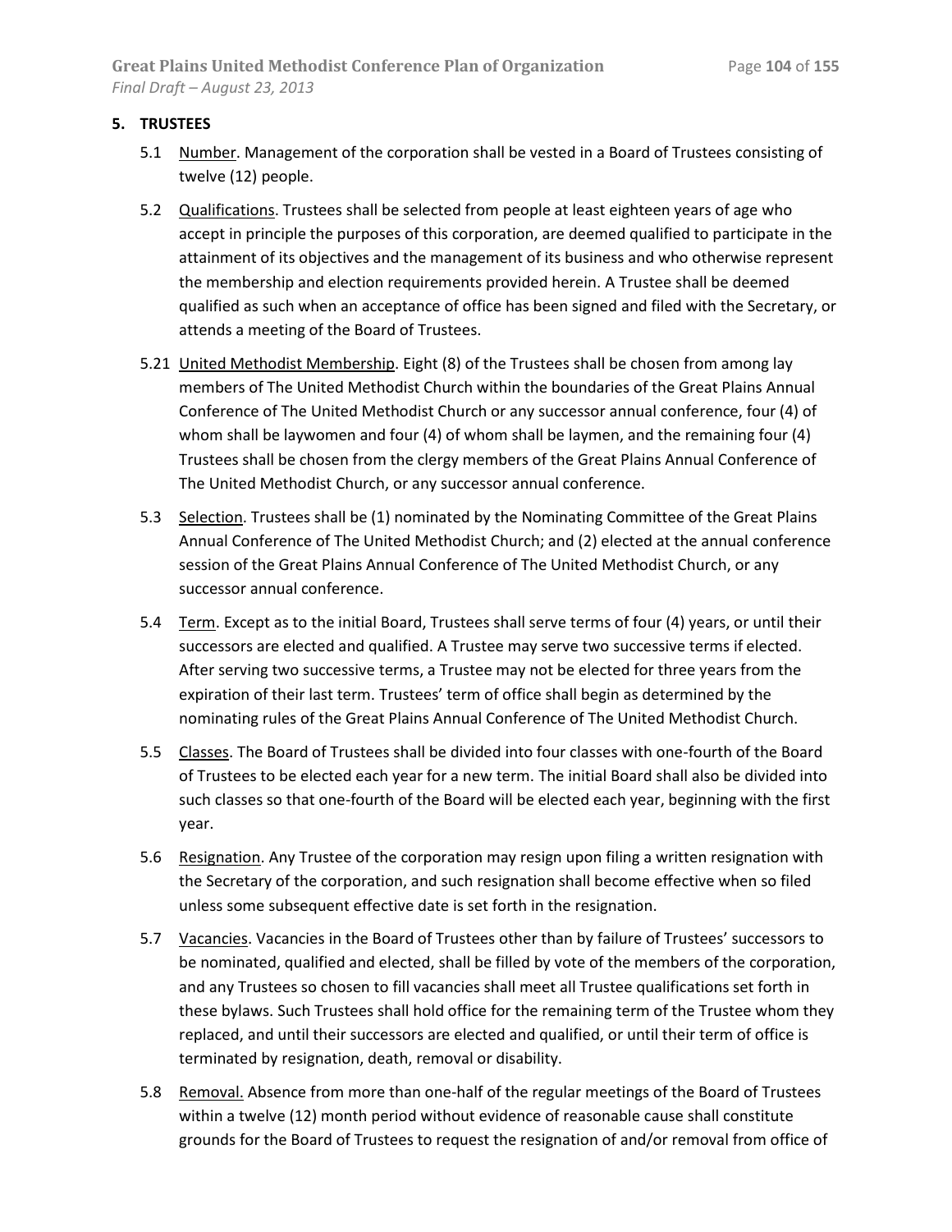## 5. TRUSTEES

5.1 <u>Number</u>. Management of the corporation shall be vested in a Board of Trustees consisting of twelve (12) people.

5.2 <u>Qualifications</u>. Trustees shall be selected from people at least eighteen years of age who accept in principle the purposes of this corporation, are deemed qualified to participate in the attainment of its objectives and the management of its business and who otherwise represent the membership and election requirements provided herein. A Trustee shall be deemed qualified as such when an acceptance of office has been signed and filed with the Secretary, or attends a meeting of the Board of Trustees.

5.21 <u>United Methodist Membership</u>. Eight (8) of the Trustees shall be chosen from among lay members of The United Methodist Church within the boundaries of the Great Plains Annual Conference of The United Methodist Church or any successor annual conference, four (4) of whom shall be laywomen and four (4) of whom shall be laymen, and the remaining four (4) Trustees shall be chosen from the clergy members of the Great Plains Annual Conference of The United Methodist Church, or any successor annual conference.

5.3 <u>Selection</u>. Trustees shall be (1) nominated by the Nominating Committee of the Great Plains Annual Conference of The United Methodist Church; and (2) elected at the annual conference session of the Great Plains Annual Conference of The United Methodist Church, or any successor annual conference.

5.4 <u>Term</u>. Except as to the initial Board, Trustees shall serve terms of four (4) years, or until their successors are elected and qualified. A Trustee may serve two successive terms if elected. After serving two successive terms, a Trustee may not be elected for three years from the expiration of their last term. Trustees' term of office shall begin as determined by the nominating rules of the Great Plains Annual Conference of The United Methodist Church.

5.5 <u>Classes</u>. The Board of Trustees shall be divided into four classes with one-fourth of the Board of Trustees to be elected each year for a new term. The initial Board shall also be divided into such classes so that one-fourth of the Board will be elected each year, beginning with the first year.

5.6 <u>Resignation</u>. Any Trustee of the corporation may resign upon filing a written resignation with the Secretary of the corporation, and such resignation shall become effective when so filed unless some subsequent effective date is set forth in the resignation.

5.7 <u>Vacancies</u>. Vacancies in the Board of Trustees other than by failure of Trustees' successors to be nominated, qualified and elected, shall be filled by vote of the members of the corporation, and any Trustees so chosen to fill vacancies shall meet all Trustee qualifications set forth in these bylaws. Such Trustees shall hold office for the remaining term of the Trustee whom they replaced, and until their successors are elected and qualified, or until their term of office is terminated by resignation, death, removal or disability.

5.8 <u>Removal.</u> Absence from more than one-half of the regular meetings of the Board of Trustees within a twelve (12) month period without evidence of reasonable cause shall constitute grounds for the Board of Trustees to request the resignation of and/or removal from office of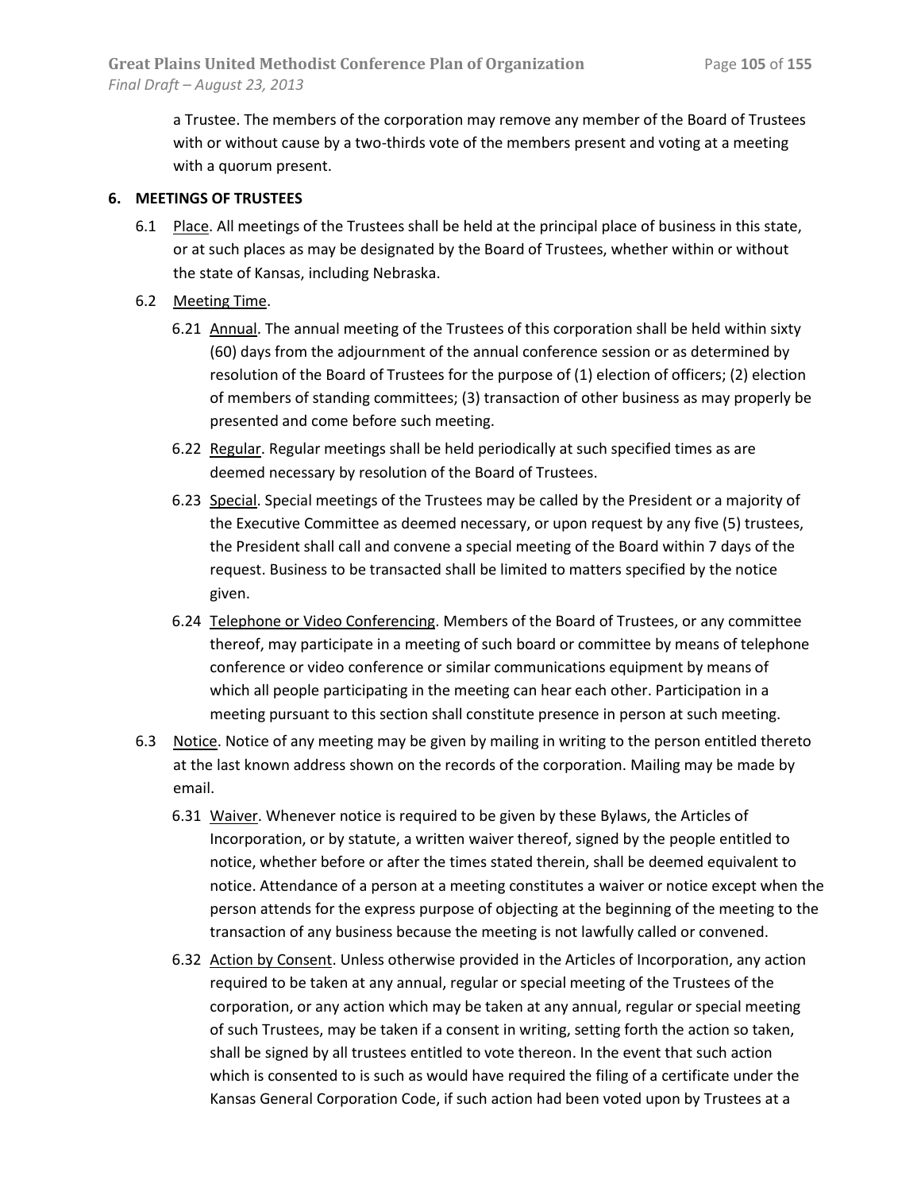a Trustee. The members of the corporation may remove any member of the Board of Trustees with or without cause by a two-thirds vote of the members present and voting at a meeting with a quorum present.

**6. MEETINGS OF TRUSTEES**

6.1 Place. All meetings of the Trustees shall be held at the principal place of business in this state, or at such places as may be designated by the Board of Trustees, whether within or without the state of Kansas, including Nebraska.

6.2 Meeting Time.

6.21 Annual. The annual meeting of the Trustees of this corporation shall be held within sixty (60) days from the adjournment of the annual conference session or as determined by resolution of the Board of Trustees for the purpose of (1) election of officers; (2) election of members of standing committees; (3) transaction of other business as may properly be presented and come before such meeting.

6.22 Regular. Regular meetings shall be held periodically at such specified times as are deemed necessary by resolution of the Board of Trustees.

6.23 Special. Special meetings of the Trustees may be called by the President or a majority of the Executive Committee as deemed necessary, or upon request by any five (5) trustees, the President shall call and convene a special meeting of the Board within 7 days of the request. Business to be transacted shall be limited to matters specified by the notice given.

6.24 Telephone or Video Conferencing. Members of the Board of Trustees, or any committee thereof, may participate in a meeting of such board or committee by means of telephone conference or video conference or similar communications equipment by means of which all people participating in the meeting can hear each other. Participation in a meeting pursuant to this section shall constitute presence in person at such meeting.

6.3 Notice. Notice of any meeting may be given by mailing in writing to the person entitled thereto at the last known address shown on the records of the corporation. Mailing may be made by email.

6.31 Waiver. Whenever notice is required to be given by these Bylaws, the Articles of Incorporation, or by statute, a written waiver thereof, signed by the people entitled to notice, whether before or after the times stated therein, shall be deemed equivalent to notice. Attendance of a person at a meeting constitutes a waiver or notice except when the person attends for the express purpose of objecting at the beginning of the meeting to the transaction of any business because the meeting is not lawfully called or convened.

6.32 Action by Consent. Unless otherwise provided in the Articles of Incorporation, any action required to be taken at any annual, regular or special meeting of the Trustees of the corporation, or any action which may be taken at any annual, regular or special meeting of such Trustees, may be taken if a consent in writing, setting forth the action so taken, shall be signed by all trustees entitled to vote thereon. In the event that such action which is consented to is such as would have required the filing of a certificate under the Kansas General Corporation Code, if such action had been voted upon by Trustees at a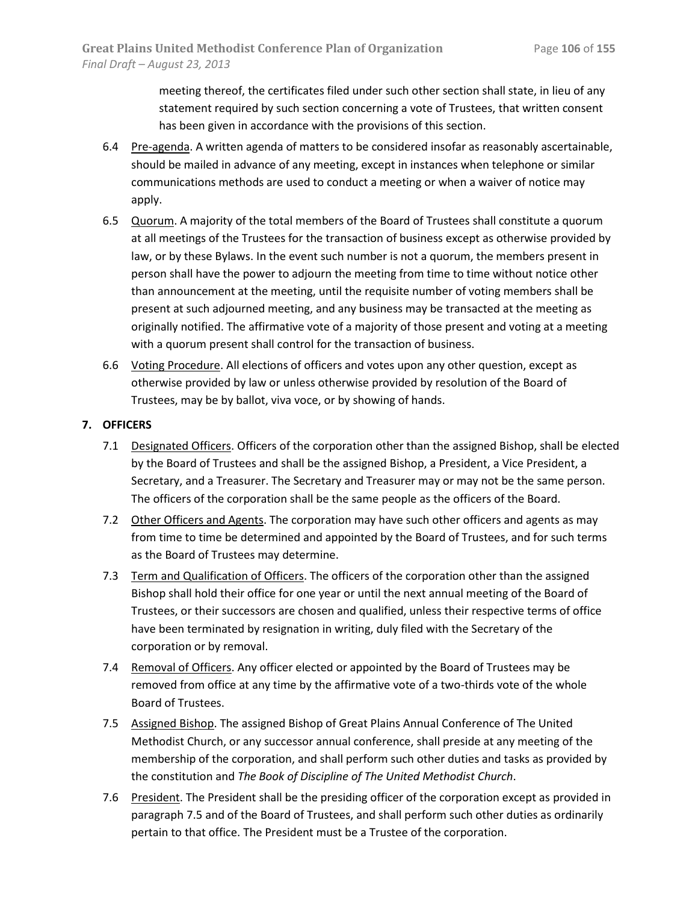meeting thereof, the certificates filed under such other section shall state, in lieu of any statement required by such section concerning a vote of Trustees, that written consent has been given in accordance with the provisions of this section.

6.4 Pre-agenda. A written agenda of matters to be considered insofar as reasonably ascertainable, should be mailed in advance of any meeting, except in instances when telephone or similar communications methods are used to conduct a meeting or when a waiver of notice may apply.

6.5 Quorum. A majority of the total members of the Board of Trustees shall constitute a quorum at all meetings of the Trustees for the transaction of business except as otherwise provided by law, or by these Bylaws. In the event such number is not a quorum, the members present in person shall have the power to adjourn the meeting from time to time without notice other than announcement at the meeting, until the requisite number of voting members shall be present at such adjourned meeting, and any business may be transacted at the meeting as originally notified. The affirmative vote of a majority of those present and voting at a meeting with a quorum present shall control for the transaction of business.

6.6 Voting Procedure. All elections of officers and votes upon any other question, except as otherwise provided by law or unless otherwise provided by resolution of the Board of Trustees, may be by ballot, viva voce, or by showing of hands.

**7. OFFICERS**

7.1 Designated Officers. Officers of the corporation other than the assigned Bishop, shall be elected by the Board of Trustees and shall be the assigned Bishop, a President, a Vice President, a Secretary, and a Treasurer. The Secretary and Treasurer may or may not be the same person. The officers of the corporation shall be the same people as the officers of the Board.

7.2 Other Officers and Agents. The corporation may have such other officers and agents as may from time to time be determined and appointed by the Board of Trustees, and for such terms as the Board of Trustees may determine.

7.3 Term and Qualification of Officers. The officers of the corporation other than the assigned Bishop shall hold their office for one year or until the next annual meeting of the Board of Trustees, or their successors are chosen and qualified, unless their respective terms of office have been terminated by resignation in writing, duly filed with the Secretary of the corporation or by removal.

7.4 Removal of Officers. Any officer elected or appointed by the Board of Trustees may be removed from office at any time by the affirmative vote of a two-thirds vote of the whole Board of Trustees.

7.5 Assigned Bishop. The assigned Bishop of Great Plains Annual Conference of The United Methodist Church, or any successor annual conference, shall preside at any meeting of the membership of the corporation, and shall perform such other duties and tasks as provided by the constitution and *The Book of Discipline of The United Methodist Church*.

7.6 President. The President shall be the presiding officer of the corporation except as provided in paragraph 7.5 and of the Board of Trustees, and shall perform such other duties as ordinarily pertain to that office. The President must be a Trustee of the corporation.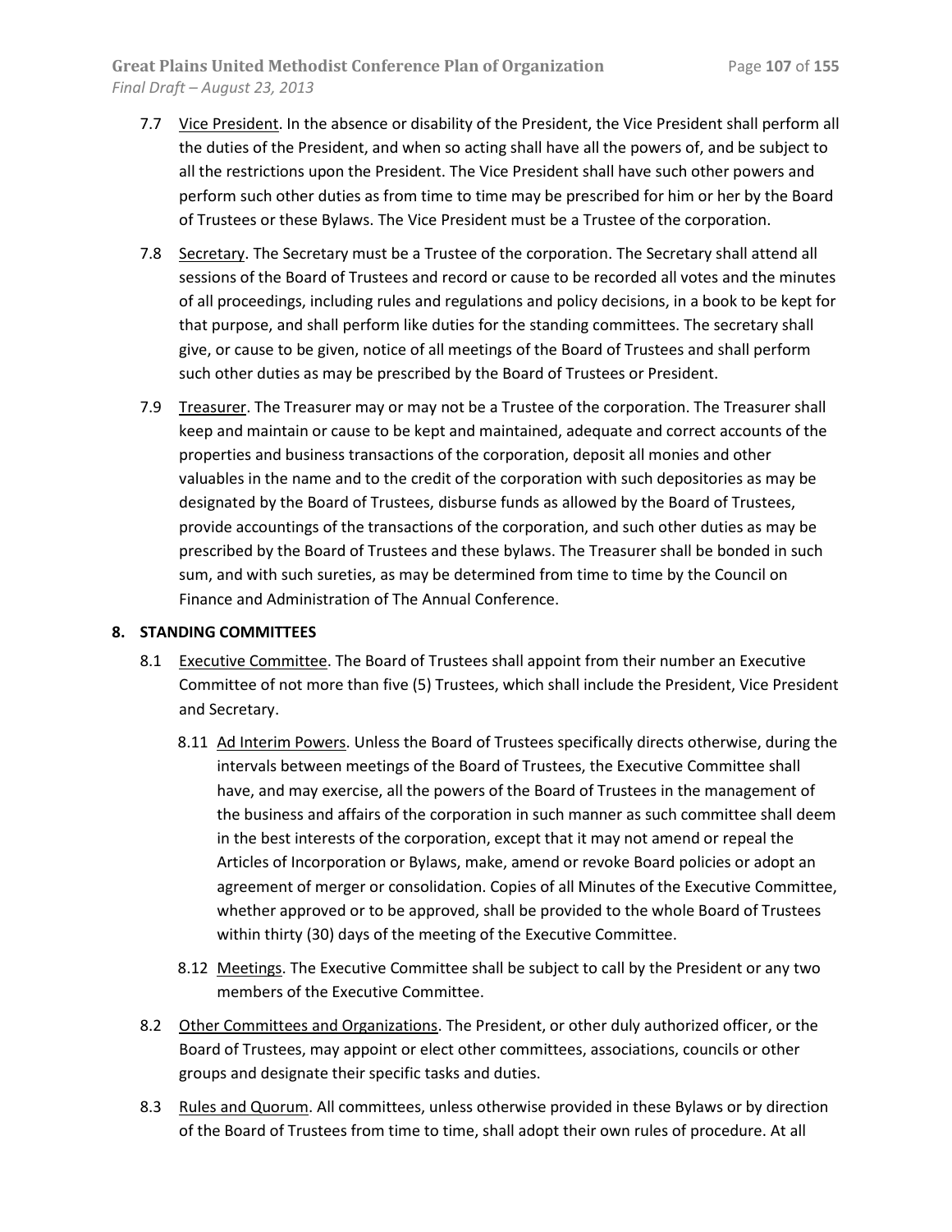7.7 Vice President. In the absence or disability of the President, the Vice President shall perform all the duties of the President, and when so acting shall have all the powers of, and be subject to all the restrictions upon the President. The Vice President shall have such other powers and perform such other duties as from time to time may be prescribed for him or her by the Board of Trustees or these Bylaws. The Vice President must be a Trustee of the corporation.

7.8 Secretary. The Secretary must be a Trustee of the corporation. The Secretary shall attend all sessions of the Board of Trustees and record or cause to be recorded all votes and the minutes of all proceedings, including rules and regulations and policy decisions, in a book to be kept for that purpose, and shall perform like duties for the standing committees. The secretary shall give, or cause to be given, notice of all meetings of the Board of Trustees and shall perform such other duties as may be prescribed by the Board of Trustees or President.

7.9 Treasurer. The Treasurer may or may not be a Trustee of the corporation. The Treasurer shall keep and maintain or cause to be kept and maintained, adequate and correct accounts of the properties and business transactions of the corporation, deposit all monies and other valuables in the name and to the credit of the corporation with such depositories as may be designated by the Board of Trustees, disburse funds as allowed by the Board of Trustees, provide accountings of the transactions of the corporation, and such other duties as may be prescribed by the Board of Trustees and these bylaws. The Treasurer shall be bonded in such sum, and with such sureties, as may be determined from time to time by the Council on Finance and Administration of The Annual Conference.

## 8. STANDING COMMITTEES

8.1 Executive Committee. The Board of Trustees shall appoint from their number an Executive Committee of not more than five (5) Trustees, which shall include the President, Vice President and Secretary.

8.11 Ad Interim Powers. Unless the Board of Trustees specifically directs otherwise, during the intervals between meetings of the Board of Trustees, the Executive Committee shall have, and may exercise, all the powers of the Board of Trustees in the management of the business and affairs of the corporation in such manner as such committee shall deem in the best interests of the corporation, except that it may not amend or repeal the Articles of Incorporation or Bylaws, make, amend or revoke Board policies or adopt an agreement of merger or consolidation. Copies of all Minutes of the Executive Committee, whether approved or to be approved, shall be provided to the whole Board of Trustees within thirty (30) days of the meeting of the Executive Committee.

8.12 Meetings. The Executive Committee shall be subject to call by the President or any two members of the Executive Committee.

8.2 Other Committees and Organizations. The President, or other duly authorized officer, or the Board of Trustees, may appoint or elect other committees, associations, councils or other groups and designate their specific tasks and duties.

8.3 Rules and Quorum. All committees, unless otherwise provided in these Bylaws or by direction of the Board of Trustees from time to time, shall adopt their own rules of procedure. At all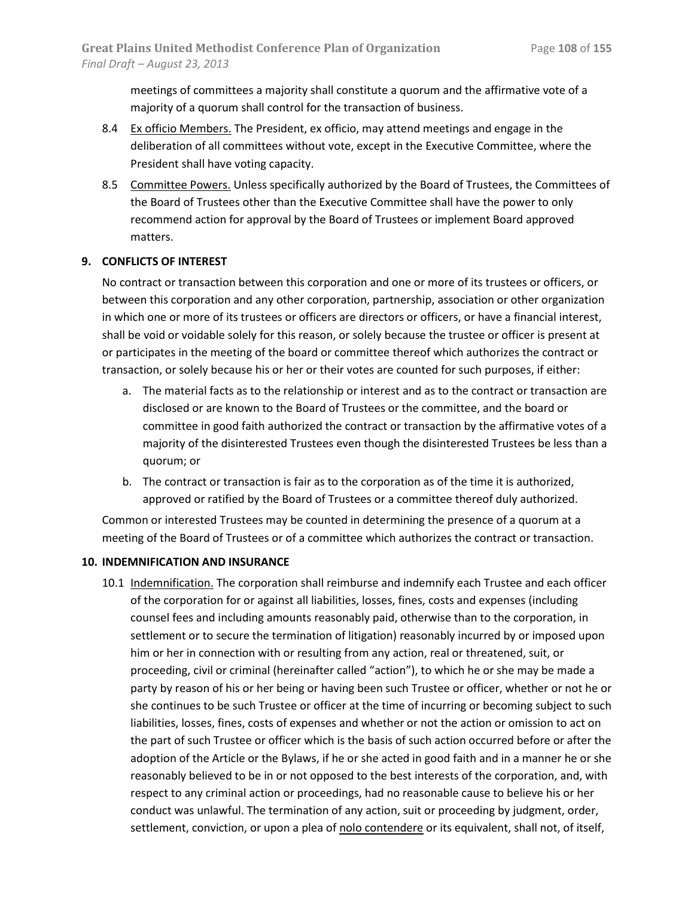meetings of committees a majority shall constitute a quorum and the affirmative vote of a majority of a quorum shall control for the transaction of business.

8.4 Ex officio Members. The President, ex officio, may attend meetings and engage in the deliberation of all committees without vote, except in the Executive Committee, where the President shall have voting capacity.

8.5 Committee Powers. Unless specifically authorized by the Board of Trustees, the Committees of the Board of Trustees other than the Executive Committee shall have the power to only recommend action for approval by the Board of Trustees or implement Board approved matters.

## 9. CONFLICTS OF INTEREST

No contract or transaction between this corporation and one or more of its trustees or officers, or between this corporation and any other corporation, partnership, association or other organization in which one or more of its trustees or officers are directors or officers, or have a financial interest, shall be void or voidable solely for this reason, or solely because the trustee or officer is present at or participates in the meeting of the board or committee thereof which authorizes the contract or transaction, or solely because his or her or their votes are counted for such purposes, if either:

a. The material facts as to the relationship or interest and as to the contract or transaction are disclosed or are known to the Board of Trustees or the committee, and the board or committee in good faith authorized the contract or transaction by the affirmative votes of a majority of the disinterested Trustees even though the disinterested Trustees be less than a quorum; or

b. The contract or transaction is fair as to the corporation as of the time it is authorized, approved or ratified by the Board of Trustees or a committee thereof duly authorized.

Common or interested Trustees may be counted in determining the presence of a quorum at a meeting of the Board of Trustees or of a committee which authorizes the contract or transaction.

## 10. INDEMNIFICATION AND INSURANCE

10.1 Indemnification. The corporation shall reimburse and indemnify each Trustee and each officer of the corporation for or against all liabilities, losses, fines, costs and expenses (including counsel fees and including amounts reasonably paid, otherwise than to the corporation, in settlement or to secure the termination of litigation) reasonably incurred by or imposed upon him or her in connection with or resulting from any action, real or threatened, suit, or proceeding, civil or criminal (hereinafter called "action"), to which he or she may be made a party by reason of his or her being or having been such Trustee or officer, whether or not he or she continues to be such Trustee or officer at the time of incurring or becoming subject to such liabilities, losses, fines, costs of expenses and whether or not the action or omission to act on the part of such Trustee or officer which is the basis of such action occurred before or after the adoption of the Article or the Bylaws, if he or she acted in good faith and in a manner he or she reasonably believed to be in or not opposed to the best interests of the corporation, and, with respect to any criminal action or proceedings, had no reasonable cause to believe his or her conduct was unlawful. The termination of any action, suit or proceeding by judgment, order, settlement, conviction, or upon a plea of nolo contendere or its equivalent, shall not, of itself,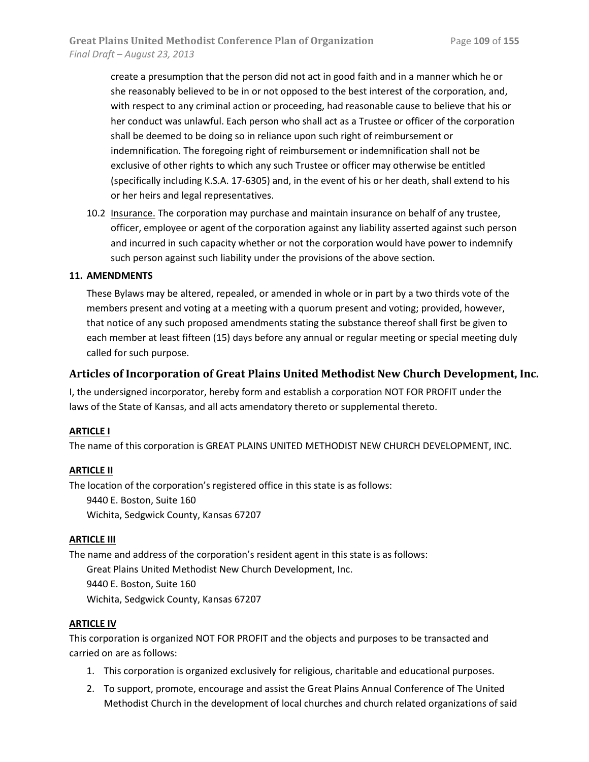create a presumption that the person did not act in good faith and in a manner which he or she reasonably believed to be in or not opposed to the best interest of the corporation, and, with respect to any criminal action or proceeding, had reasonable cause to believe that his or her conduct was unlawful. Each person who shall act as a Trustee or officer of the corporation shall be deemed to be doing so in reliance upon such right of reimbursement or indemnification. The foregoing right of reimbursement or indemnification shall not be exclusive of other rights to which any such Trustee or officer may otherwise be entitled (specifically including K.S.A. 17-6305) and, in the event of his or her death, shall extend to his or her heirs and legal representatives.

10.2 Insurance. The corporation may purchase and maintain insurance on behalf of any trustee, officer, employee or agent of the corporation against any liability asserted against such person and incurred in such capacity whether or not the corporation would have power to indemnify such person against such liability under the provisions of the above section.

**11. AMENDMENTS**

These Bylaws may be altered, repealed, or amended in whole or in part by a two thirds vote of the members present and voting at a meeting with a quorum present and voting; provided, however, that notice of any such proposed amendments stating the substance thereof shall first be given to each member at least fifteen (15) days before any annual or regular meeting or special meeting duly called for such purpose.

## Articles of Incorporation of Great Plains United Methodist New Church Development, Inc.

I, the undersigned incorporator, hereby form and establish a corporation NOT FOR PROFIT under the laws of the State of Kansas, and all acts amendatory thereto or supplemental thereto.

**ARTICLE I**

The name of this corporation is GREAT PLAINS UNITED METHODIST NEW CHURCH DEVELOPMENT, INC.

**ARTICLE II**

The location of the corporation's registered office in this state is as follows:

9440 E. Boston, Suite 160
Wichita, Sedgwick County, Kansas 67207

**ARTICLE III**

The name and address of the corporation's resident agent in this state is as follows:

Great Plains United Methodist New Church Development, Inc.
9440 E. Boston, Suite 160
Wichita, Sedgwick County, Kansas 67207

**ARTICLE IV**

This corporation is organized NOT FOR PROFIT and the objects and purposes to be transacted and carried on are as follows:

1. This corporation is organized exclusively for religious, charitable and educational purposes.
2. To support, promote, encourage and assist the Great Plains Annual Conference of The United Methodist Church in the development of local churches and church related organizations of said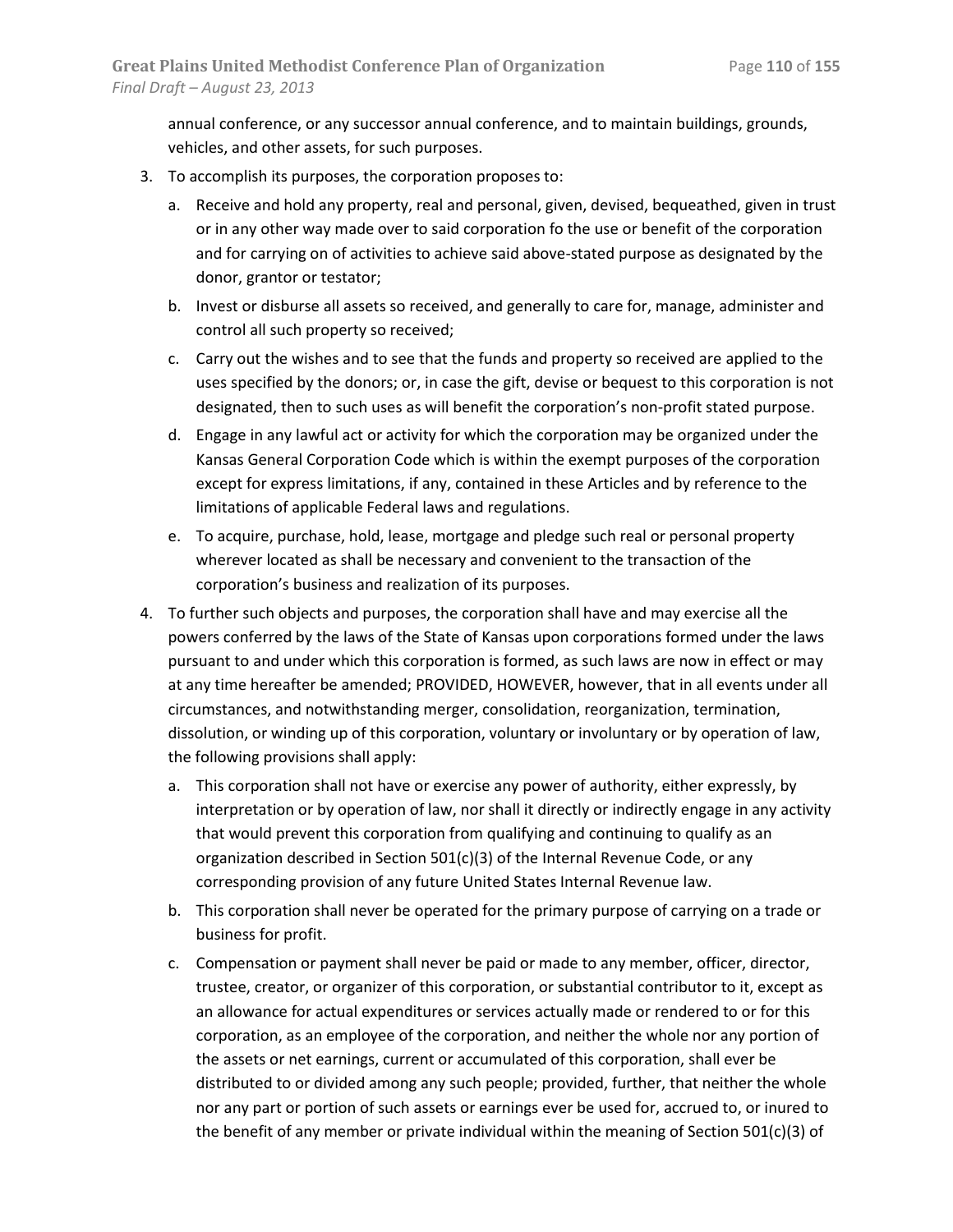annual conference, or any successor annual conference, and to maintain buildings, grounds, vehicles, and other assets, for such purposes.

3. To accomplish its purposes, the corporation proposes to:
   a. Receive and hold any property, real and personal, given, devised, bequeathed, given in trust or in any other way made over to said corporation fo the use or benefit of the corporation and for carrying on of activities to achieve said above-stated purpose as designated by the donor, grantor or testator;
   b. Invest or disburse all assets so received, and generally to care for, manage, administer and control all such property so received;
   c. Carry out the wishes and to see that the funds and property so received are applied to the uses specified by the donors; or, in case the gift, devise or bequest to this corporation is not designated, then to such uses as will benefit the corporation's non-profit stated purpose.
   d. Engage in any lawful act or activity for which the corporation may be organized under the Kansas General Corporation Code which is within the exempt purposes of the corporation except for express limitations, if any, contained in these Articles and by reference to the limitations of applicable Federal laws and regulations.
   e. To acquire, purchase, hold, lease, mortgage and pledge such real or personal property wherever located as shall be necessary and convenient to the transaction of the corporation's business and realization of its purposes.
4. To further such objects and purposes, the corporation shall have and may exercise all the powers conferred by the laws of the State of Kansas upon corporations formed under the laws pursuant to and under which this corporation is formed, as such laws are now in effect or may at any time hereafter be amended; PROVIDED, HOWEVER, however, that in all events under all circumstances, and notwithstanding merger, consolidation, reorganization, termination, dissolution, or winding up of this corporation, voluntary or involuntary or by operation of law, the following provisions shall apply:
   a. This corporation shall not have or exercise any power of authority, either expressly, by interpretation or by operation of law, nor shall it directly or indirectly engage in any activity that would prevent this corporation from qualifying and continuing to qualify as an organization described in Section 501(c)(3) of the Internal Revenue Code, or any corresponding provision of any future United States Internal Revenue law.
   b. This corporation shall never be operated for the primary purpose of carrying on a trade or business for profit.
   c. Compensation or payment shall never be paid or made to any member, officer, director, trustee, creator, or organizer of this corporation, or substantial contributor to it, except as an allowance for actual expenditures or services actually made or rendered to or for this corporation, as an employee of the corporation, and neither the whole nor any portion of the assets or net earnings, current or accumulated of this corporation, shall ever be distributed to or divided among any such people; provided, further, that neither the whole nor any part or portion of such assets or earnings ever be used for, accrued to, or inured to the benefit of any member or private individual within the meaning of Section 501(c)(3) of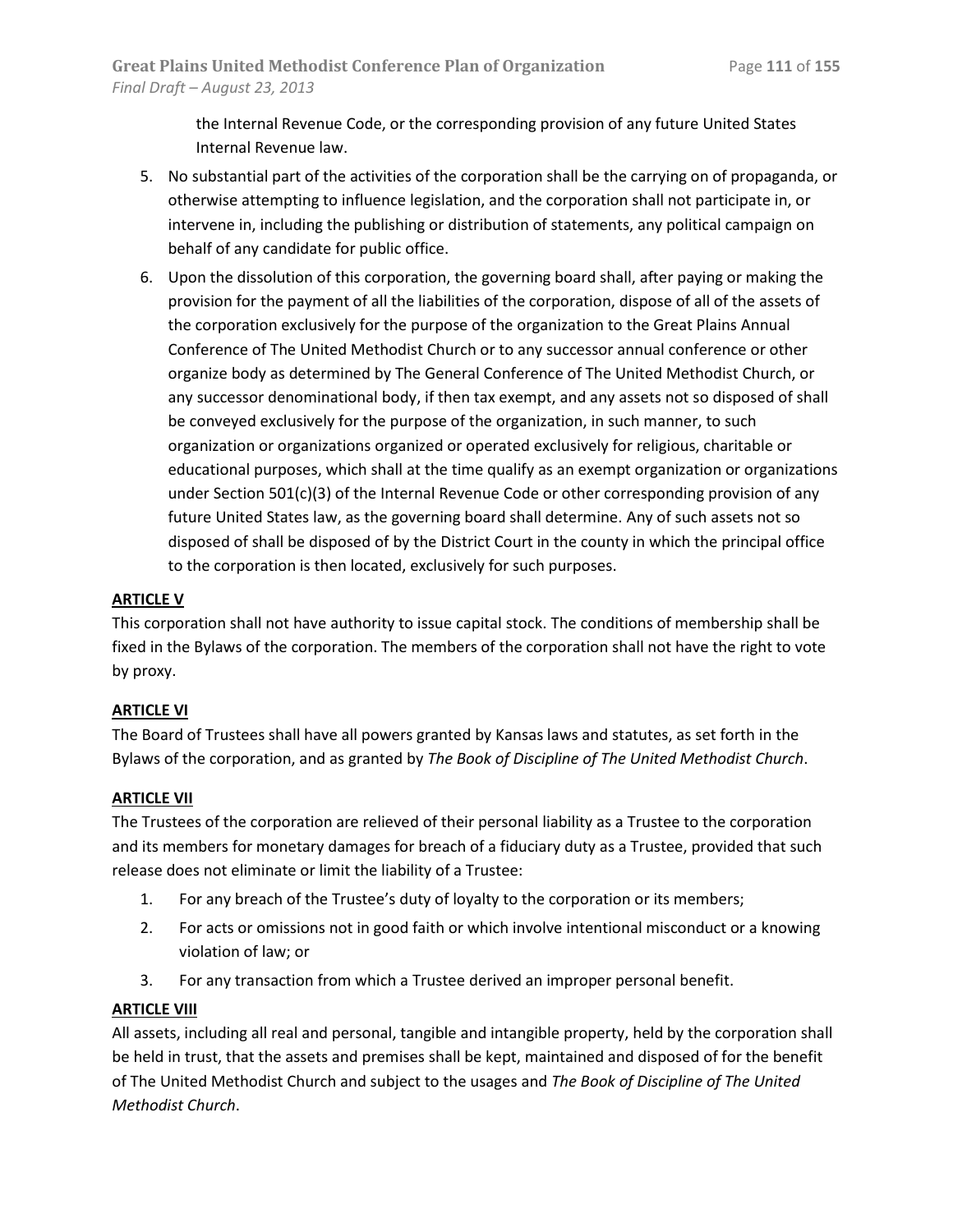the Internal Revenue Code, or the corresponding provision of any future United States Internal Revenue law.

5. No substantial part of the activities of the corporation shall be the carrying on of propaganda, or otherwise attempting to influence legislation, and the corporation shall not participate in, or intervene in, including the publishing or distribution of statements, any political campaign on behalf of any candidate for public office.
6. Upon the dissolution of this corporation, the governing board shall, after paying or making the provision for the payment of all the liabilities of the corporation, dispose of all of the assets of the corporation exclusively for the purpose of the organization to the Great Plains Annual Conference of The United Methodist Church or to any successor annual conference or other organize body as determined by The General Conference of The United Methodist Church, or any successor denominational body, if then tax exempt, and any assets not so disposed of shall be conveyed exclusively for the purpose of the organization, in such manner, to such organization or organizations organized or operated exclusively for religious, charitable or educational purposes, which shall at the time qualify as an exempt organization or organizations under Section 501(c)(3) of the Internal Revenue Code or other corresponding provision of any future United States law, as the governing board shall determine. Any of such assets not so disposed of shall be disposed of by the District Court in the county in which the principal office to the corporation is then located, exclusively for such purposes.

**ARTICLE V**

This corporation shall not have authority to issue capital stock. The conditions of membership shall be fixed in the Bylaws of the corporation. The members of the corporation shall not have the right to vote by proxy.

**ARTICLE VI**

The Board of Trustees shall have all powers granted by Kansas laws and statutes, as set forth in the Bylaws of the corporation, and as granted by *The Book of Discipline of The United Methodist Church*.

**ARTICLE VII**

The Trustees of the corporation are relieved of their personal liability as a Trustee to the corporation and its members for monetary damages for breach of a fiduciary duty as a Trustee, provided that such release does not eliminate or limit the liability of a Trustee:

1. For any breach of the Trustee's duty of loyalty to the corporation or its members;
2. For acts or omissions not in good faith or which involve intentional misconduct or a knowing violation of law; or
3. For any transaction from which a Trustee derived an improper personal benefit.

**ARTICLE VIII**

All assets, including all real and personal, tangible and intangible property, held by the corporation shall be held in trust, that the assets and premises shall be kept, maintained and disposed of for the benefit of The United Methodist Church and subject to the usages and *The Book of Discipline of The United Methodist Church*.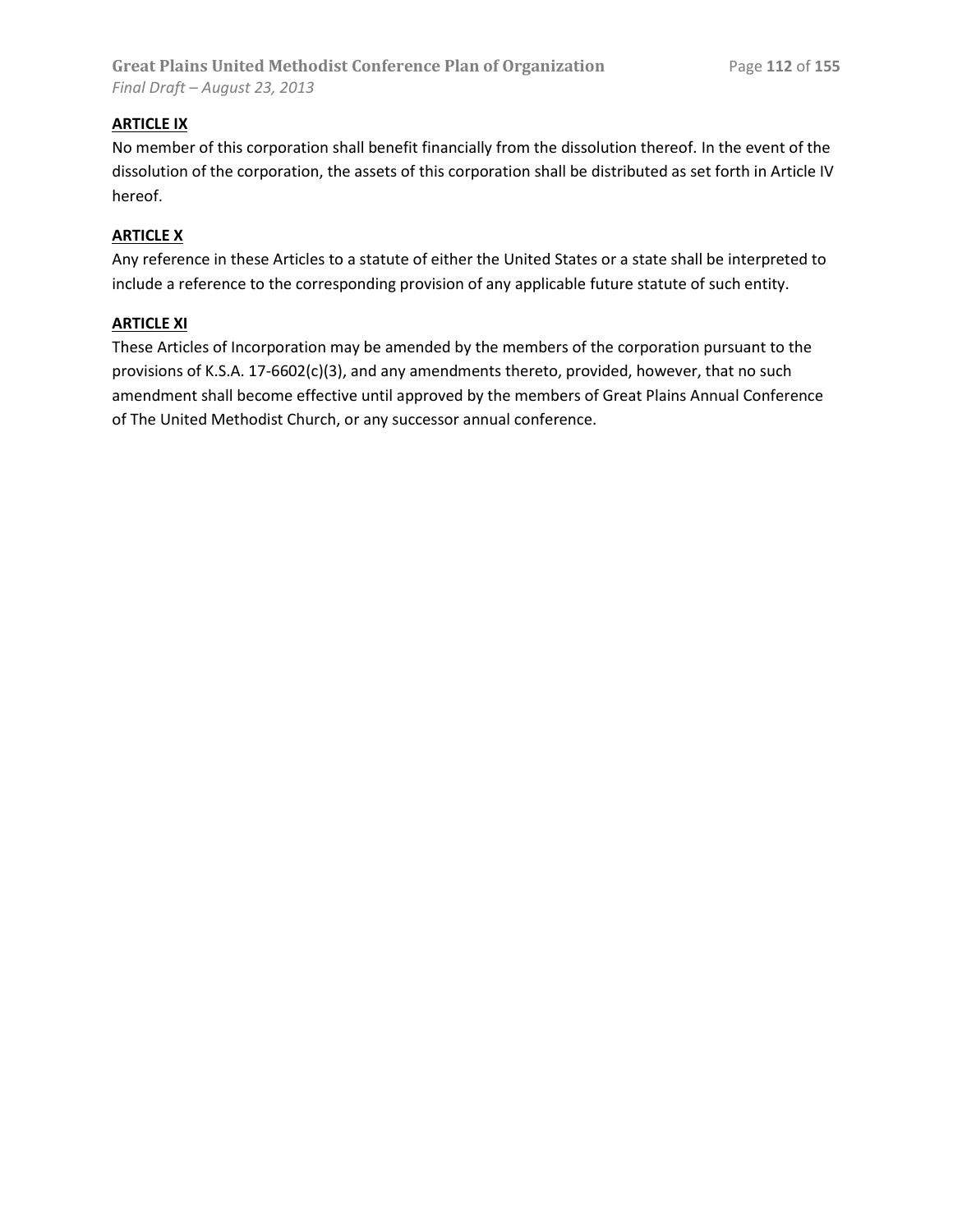**ARTICLE IX**

No member of this corporation shall benefit financially from the dissolution thereof. In the event of the dissolution of the corporation, the assets of this corporation shall be distributed as set forth in Article IV hereof.

**ARTICLE X**

Any reference in these Articles to a statute of either the United States or a state shall be interpreted to include a reference to the corresponding provision of any applicable future statute of such entity.

**ARTICLE XI**

These Articles of Incorporation may be amended by the members of the corporation pursuant to the provisions of K.S.A. 17-6602(c)(3), and any amendments thereto, provided, however, that no such amendment shall become effective until approved by the members of Great Plains Annual Conference of The United Methodist Church, or any successor annual conference.